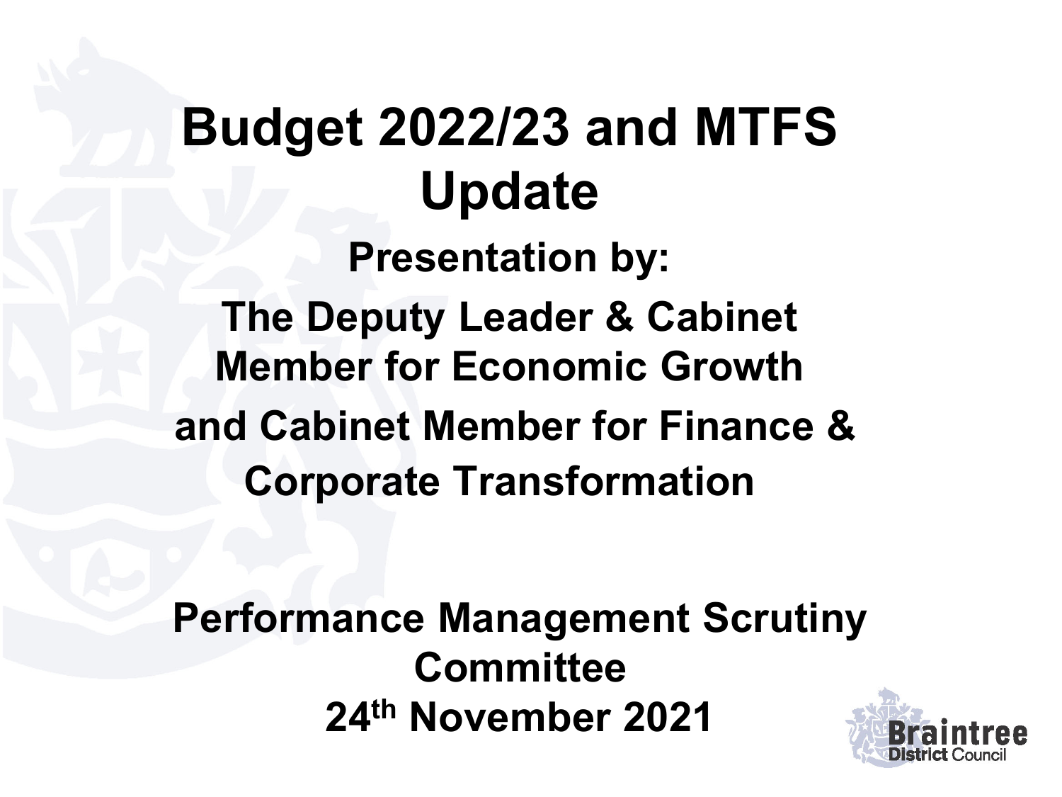# Budget 2022/23 and MTFS Update

**Presentation by:**

**The Deputy Leader & Cabinet Member for Economic Growth**

**and Cabinet Member for Finance & Corporate Transformation**

**Performance Management Scrutiny Committee**

**24th November 2021**

Braintree District Council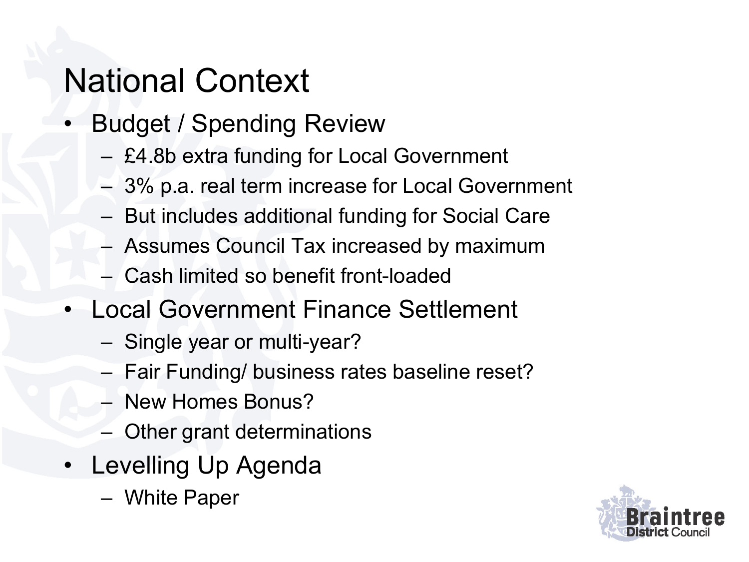# National Context

- Budget / Spending Review
  - £4.8b extra funding for Local Government
  - 3% p.a. real term increase for Local Government
  - But includes additional funding for Social Care
  - Assumes Council Tax increased by maximum
  - Cash limited so benefit front-loaded
- Local Government Finance Settlement
  - Single year or multi-year?
  - Fair Funding/ business rates baseline reset?
  - New Homes Bonus?
  - Other grant determinations
- Levelling Up Agenda
  - White Paper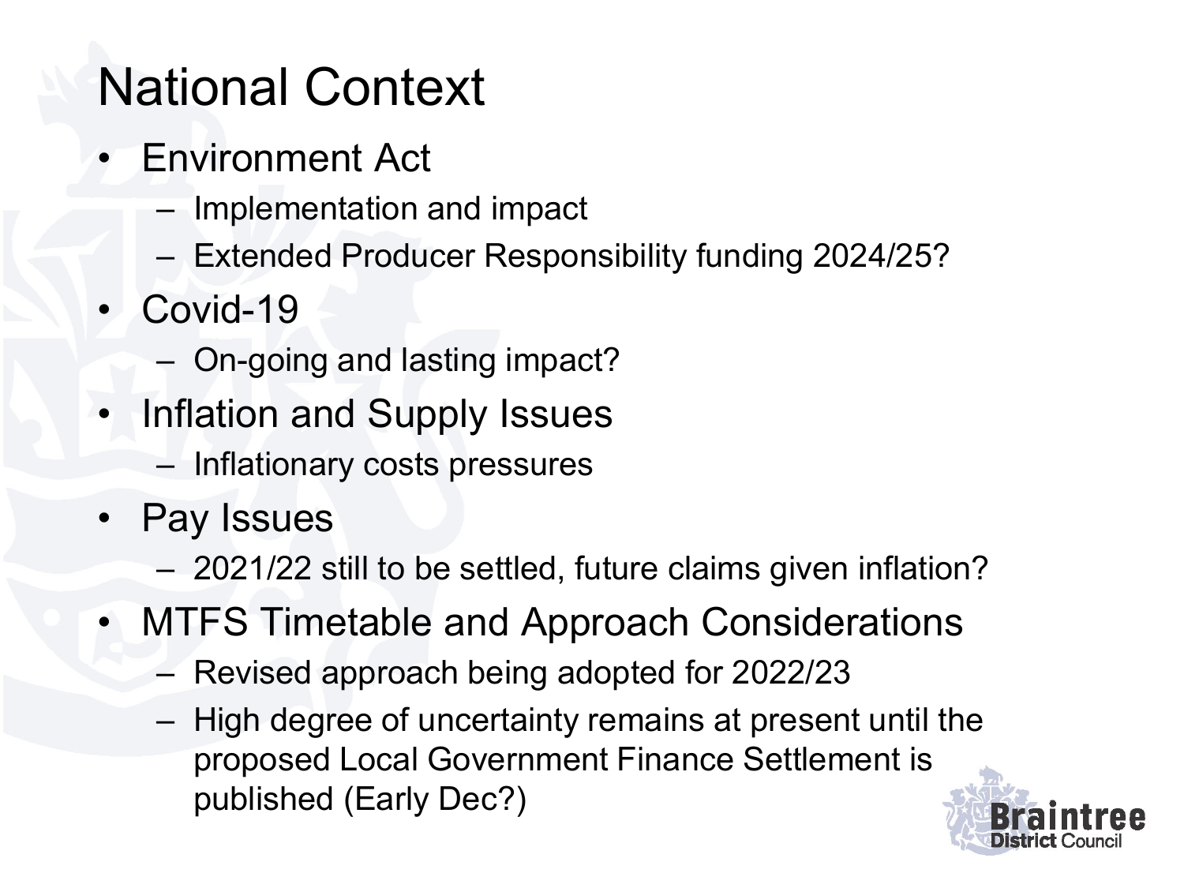# National Context

- Environment Act
  - Implementation and impact
  - Extended Producer Responsibility funding 2024/25?
- Covid-19
  - On-going and lasting impact?
- Inflation and Supply Issues
  - Inflationary costs pressures
- Pay Issues
  - 2021/22 still to be settled, future claims given inflation?
- MTFS Timetable and Approach Considerations
  - Revised approach being adopted for 2022/23
  - High degree of uncertainty remains at present until the proposed Local Government Finance Settlement is published (Early Dec?)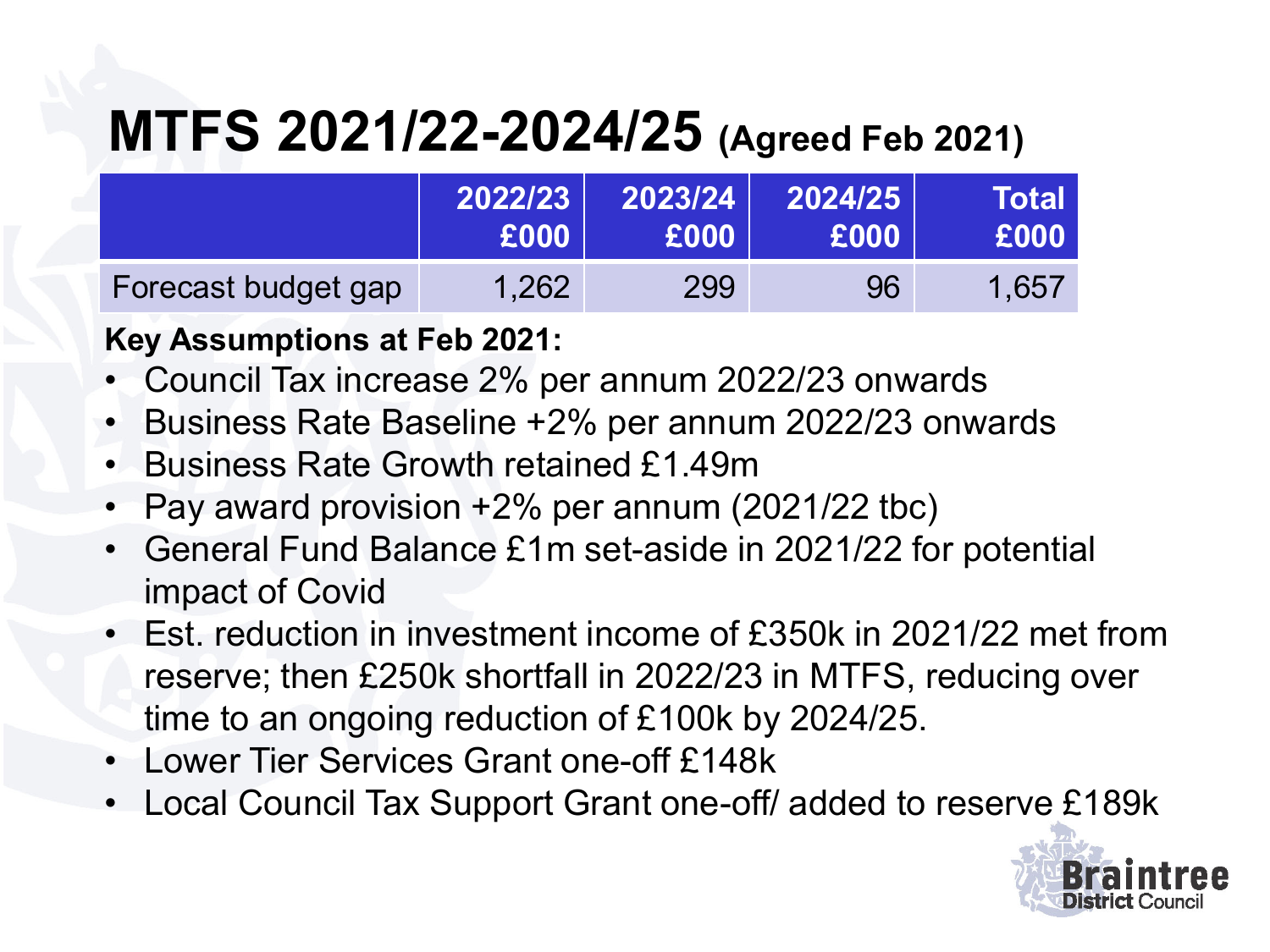# MTFS 2021/22-2024/25 (Agreed Feb 2021)

| | 2022/23 £000 | 2023/24 £000 | 2024/25 £000 | Total £000 |
|---|---|---|---|---|
| Forecast budget gap | 1,262 | 299 | 96 | 1,657 |

**Key Assumptions at Feb 2021:**

- Council Tax increase 2% per annum 2022/23 onwards
- Business Rate Baseline +2% per annum 2022/23 onwards
- Business Rate Growth retained £1.49m
- Pay award provision +2% per annum (2021/22 tbc)
- General Fund Balance £1m set-aside in 2021/22 for potential impact of Covid
- Est. reduction in investment income of £350k in 2021/22 met from reserve; then £250k shortfall in 2022/23 in MTFS, reducing over time to an ongoing reduction of £100k by 2024/25.
- Lower Tier Services Grant one-off £148k
- Local Council Tax Support Grant one-off/ added to reserve £189k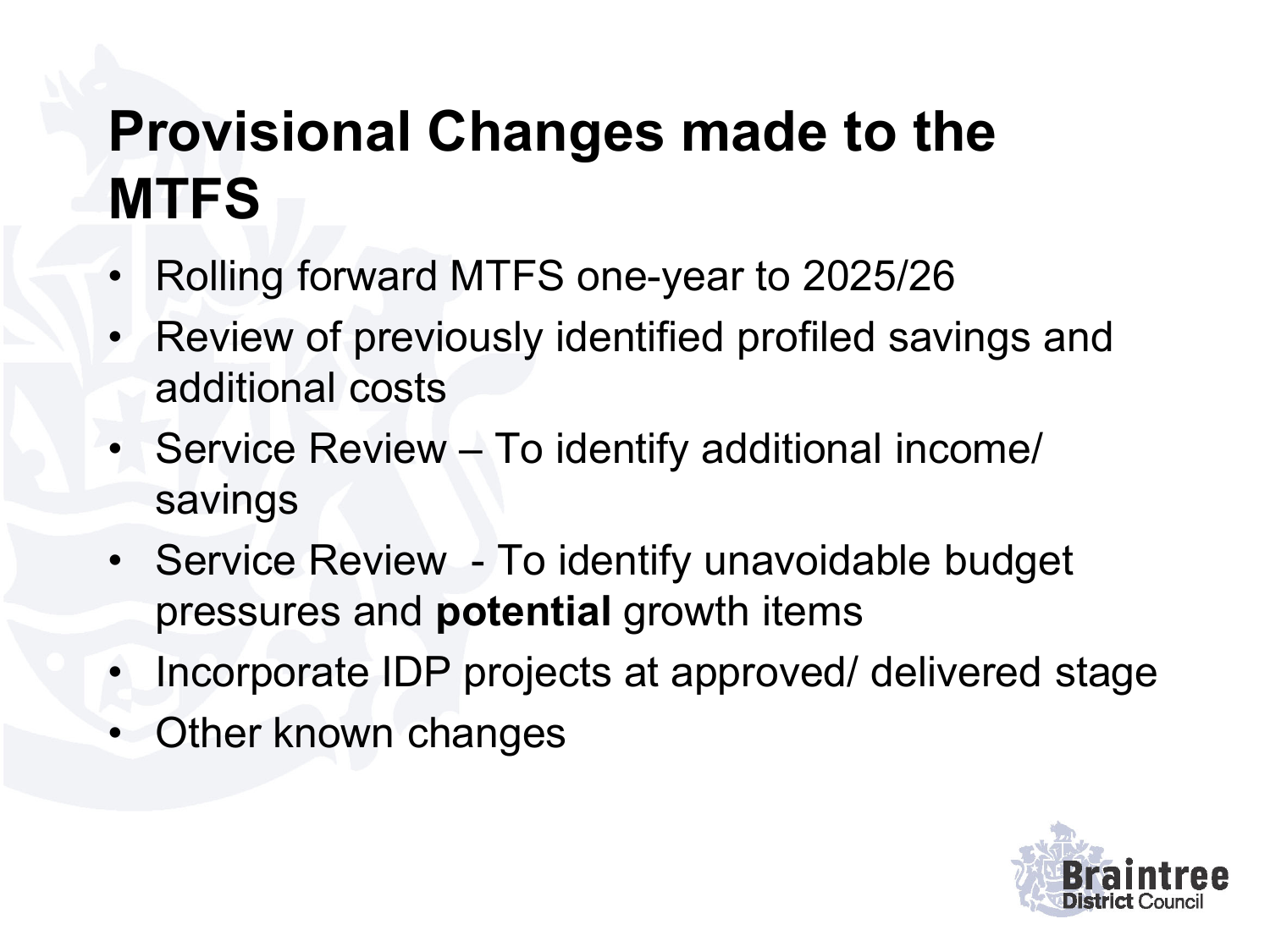# Provisional Changes made to the MTFS

- Rolling forward MTFS one-year to 2025/26
- Review of previously identified profiled savings and additional costs
- Service Review – To identify additional income/ savings
- Service Review - To identify unavoidable budget pressures and **potential** growth items
- Incorporate IDP projects at approved/ delivered stage
- Other known changes

Braintree District Council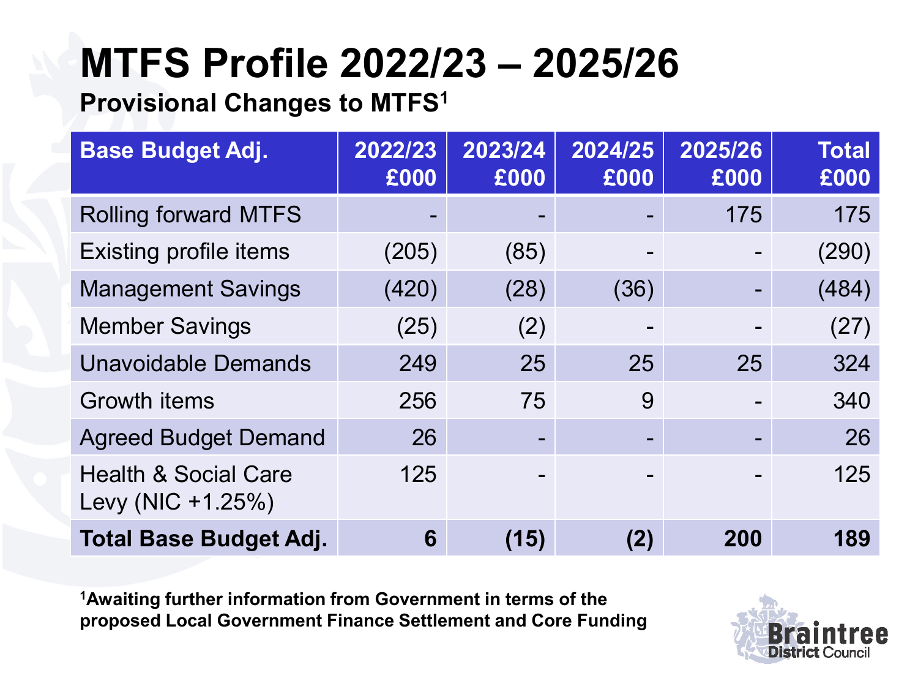# MTFS Profile 2022/23 – 2025/26

## Provisional Changes to MTFS[1]

| Base Budget Adj. | 2022/23 £000 | 2023/24 £000 | 2024/25 £000 | 2025/26 £000 | Total £000 |
|---|---|---|---|---|---|
| Rolling forward MTFS | - | - | - | 175 | 175 |
| Existing profile items | (205) | (85) | - | - | (290) |
| Management Savings | (420) | (28) | (36) | - | (484) |
| Member Savings | (25) | (2) | - | - | (27) |
| Unavoidable Demands | 249 | 25 | 25 | 25 | 324 |
| Growth items | 256 | 75 | 9 | - | 340 |
| Agreed Budget Demand | 26 | - | - | - | 26 |
| Health & Social Care Levy (NIC +1.25%) | 125 | - | - | - | 125 |
| **Total Base Budget Adj.** | **6** | **(15)** | **(2)** | **200** | **189** |

**[1]Awaiting further information from Government in terms of the proposed Local Government Finance Settlement and Core Funding**

Braintree District Council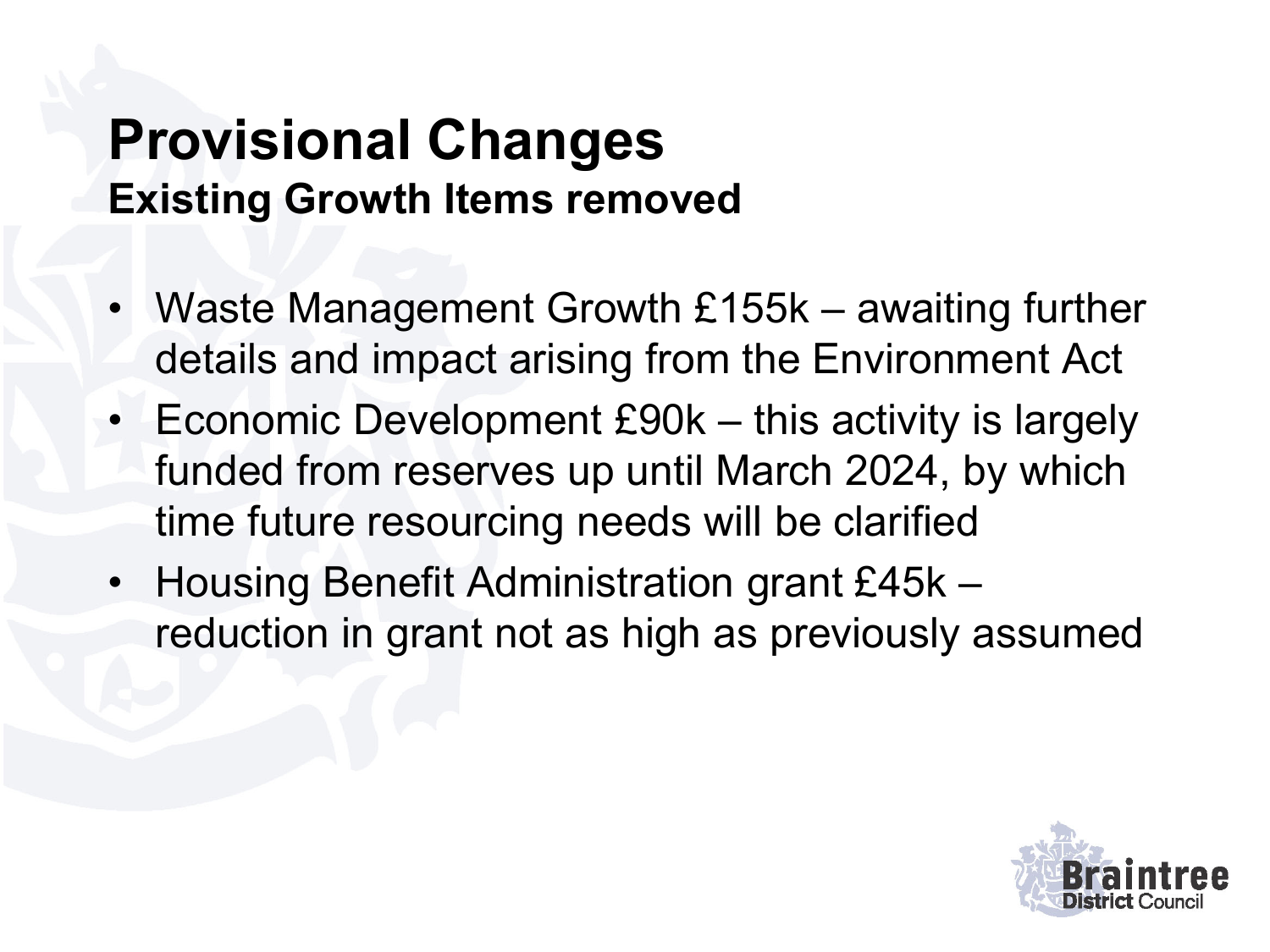# Provisional Changes

## Existing Growth Items removed

- Waste Management Growth £155k – awaiting further details and impact arising from the Environment Act
- Economic Development £90k – this activity is largely funded from reserves up until March 2024, by which time future resourcing needs will be clarified
- Housing Benefit Administration grant £45k – reduction in grant not as high as previously assumed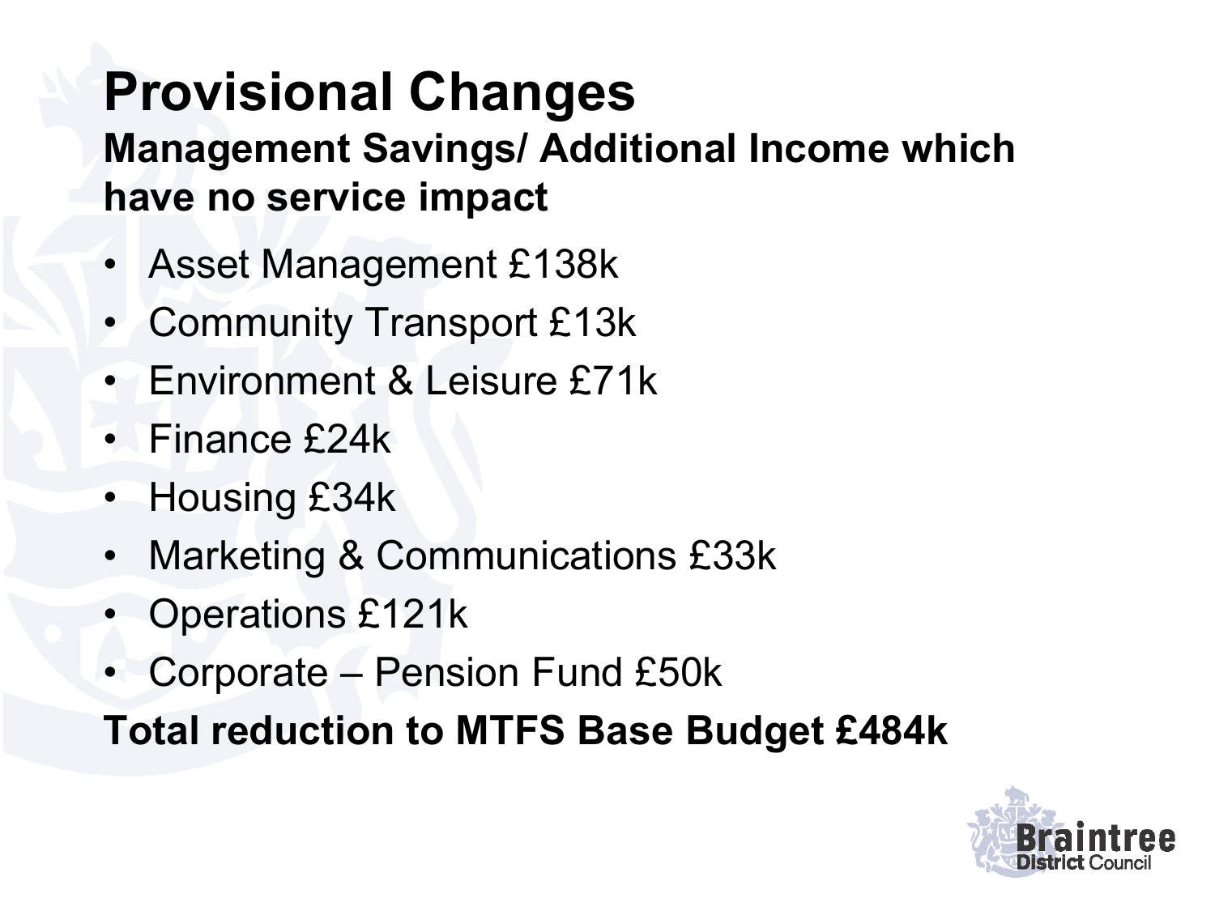# Provisional Changes

## Management Savings/ Additional Income which have no service impact

- Asset Management £138k
- Community Transport £13k
- Environment & Leisure £71k
- Finance £24k
- Housing £34k
- Marketing & Communications £33k
- Operations £121k
- Corporate – Pension Fund £50k

**Total reduction to MTFS Base Budget £484k**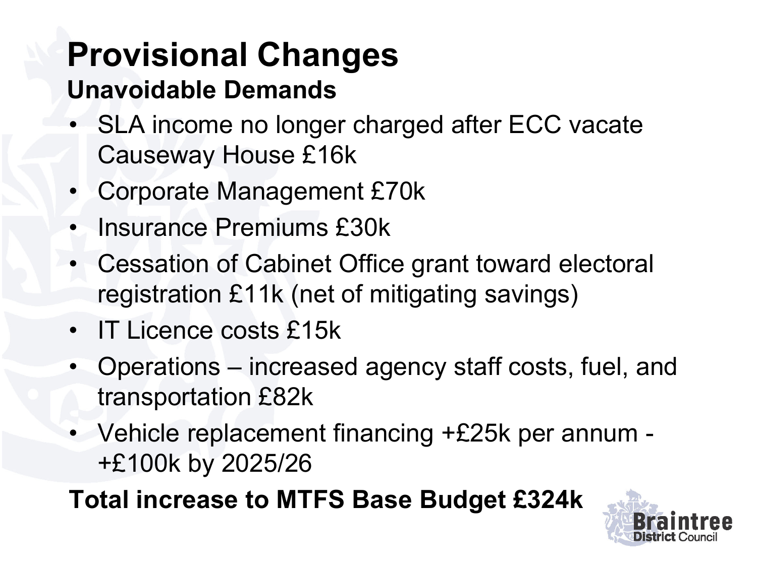# Provisional Changes

## Unavoidable Demands

- SLA income no longer charged after ECC vacate Causeway House £16k
- Corporate Management £70k
- Insurance Premiums £30k
- Cessation of Cabinet Office grant toward electoral registration £11k (net of mitigating savings)
- IT Licence costs £15k
- Operations – increased agency staff costs, fuel, and transportation £82k
- Vehicle replacement financing +£25k per annum - +£100k by 2025/26

**Total increase to MTFS Base Budget £324k**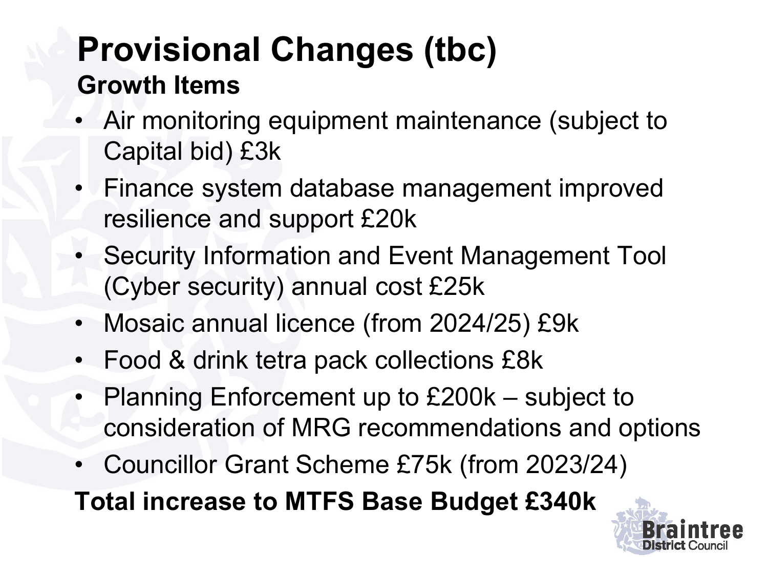# Provisional Changes (tbc)

## Growth Items

- Air monitoring equipment maintenance (subject to Capital bid) £3k
- Finance system database management improved resilience and support £20k
- Security Information and Event Management Tool (Cyber security) annual cost £25k
- Mosaic annual licence (from 2024/25) £9k
- Food & drink tetra pack collections £8k
- Planning Enforcement up to £200k – subject to consideration of MRG recommendations and options
- Councillor Grant Scheme £75k (from 2023/24)

**Total increase to MTFS Base Budget £340k**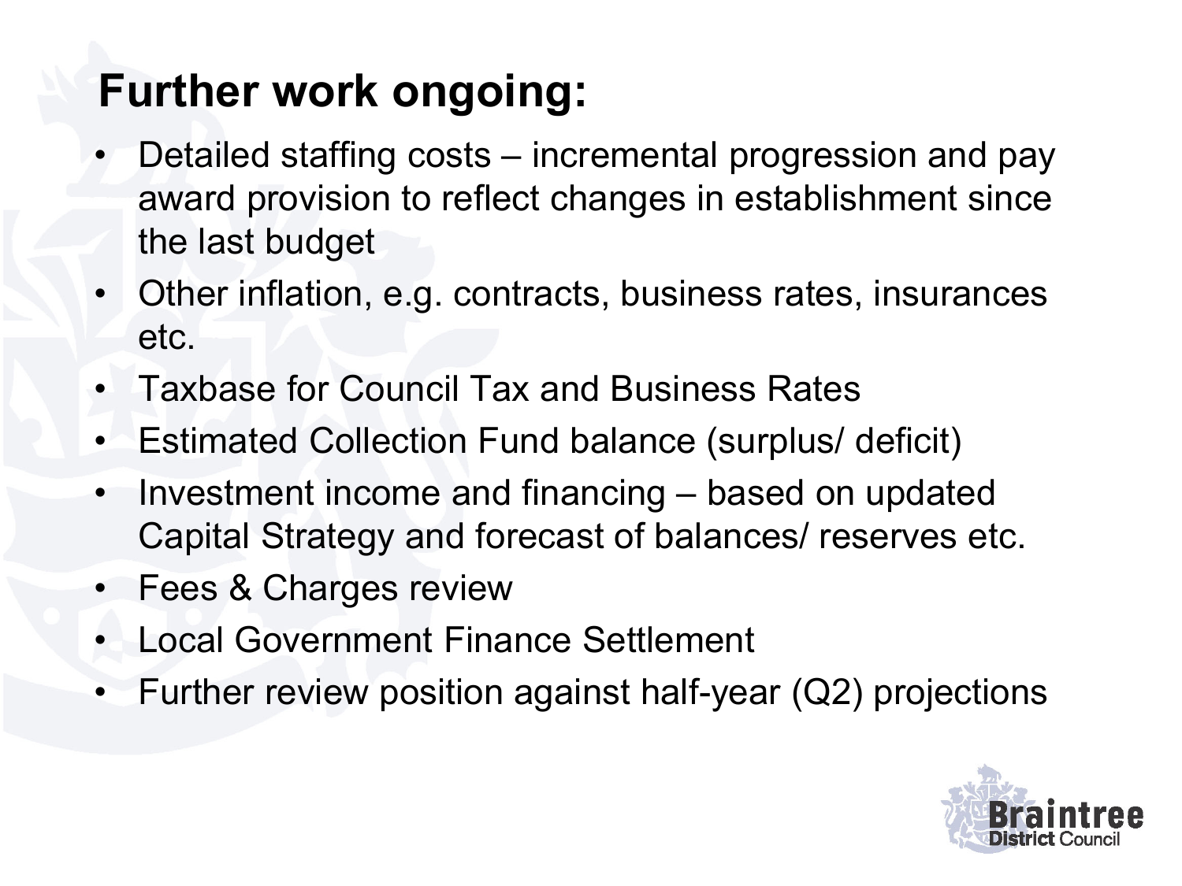# Further work ongoing:

- Detailed staffing costs – incremental progression and pay award provision to reflect changes in establishment since the last budget
- Other inflation, e.g. contracts, business rates, insurances etc.
- Taxbase for Council Tax and Business Rates
- Estimated Collection Fund balance (surplus/ deficit)
- Investment income and financing – based on updated Capital Strategy and forecast of balances/ reserves etc.
- Fees & Charges review
- Local Government Finance Settlement
- Further review position against half-year (Q2) projections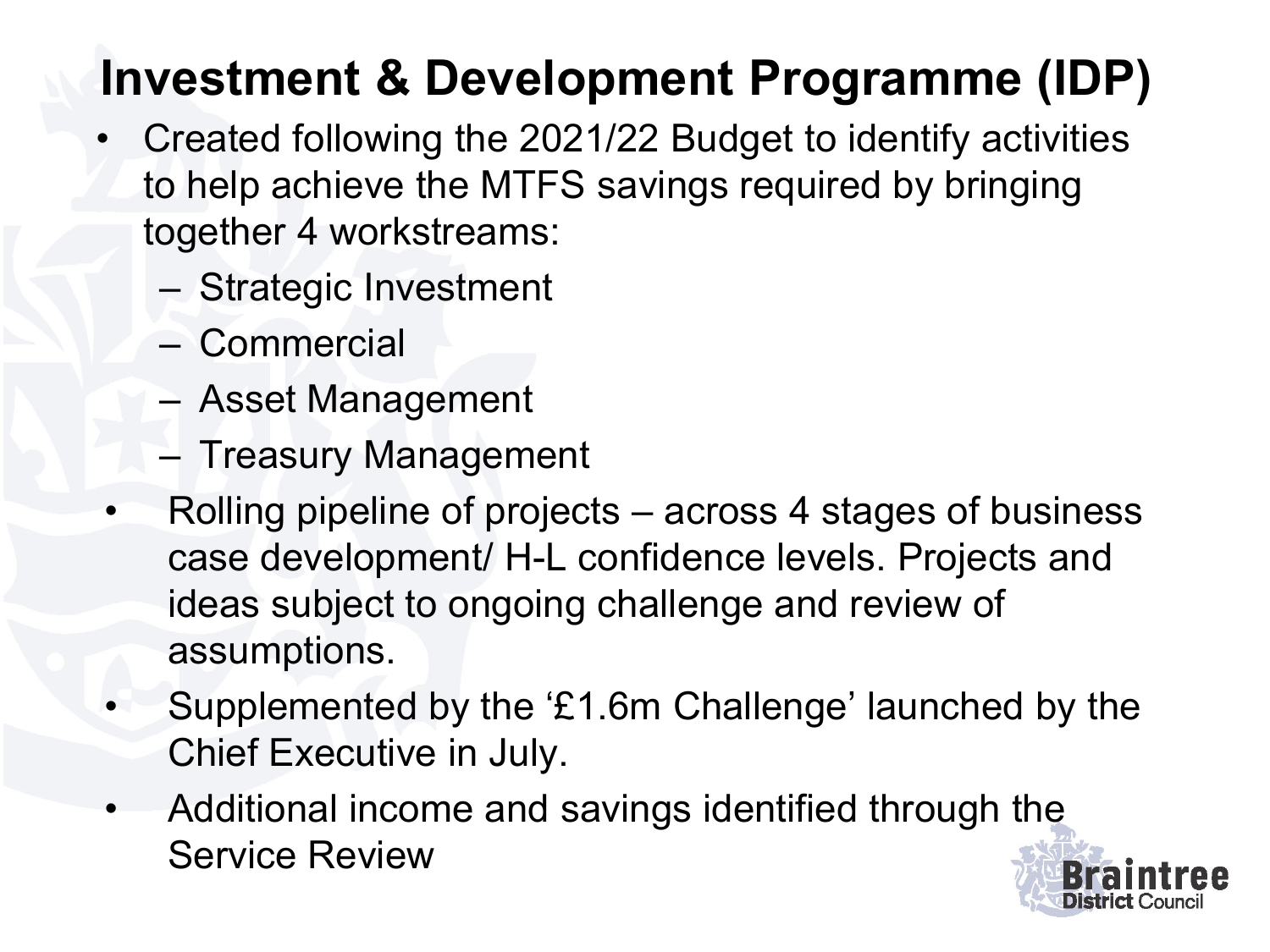# Investment & Development Programme (IDP)

- Created following the 2021/22 Budget to identify activities to help achieve the MTFS savings required by bringing together 4 workstreams:
  - Strategic Investment
  - Commercial
  - Asset Management
  - Treasury Management
- Rolling pipeline of projects – across 4 stages of business case development/ H-L confidence levels. Projects and ideas subject to ongoing challenge and review of assumptions.
- Supplemented by the '£1.6m Challenge' launched by the Chief Executive in July.
- Additional income and savings identified through the Service Review

Braintree District Council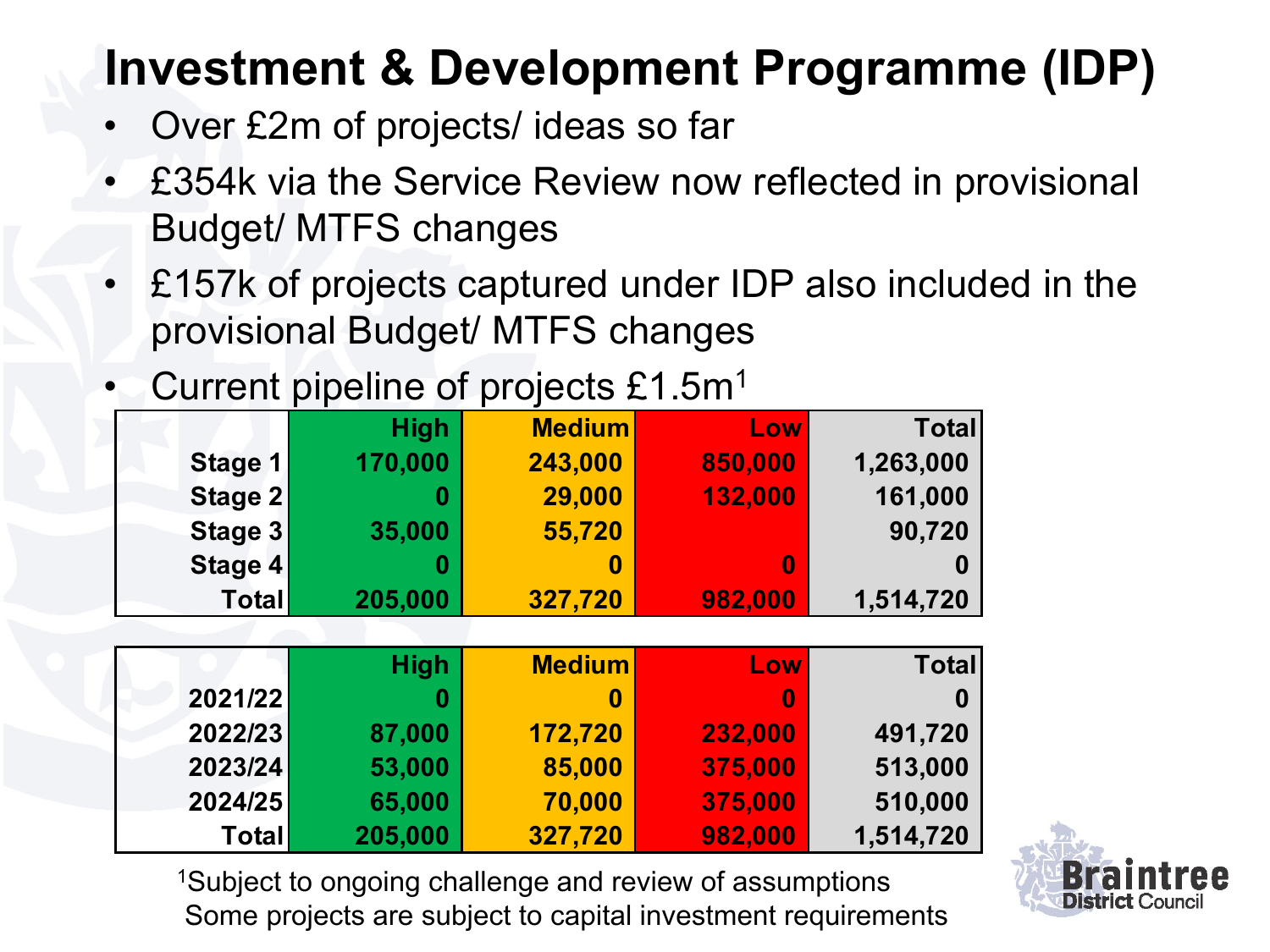# Investment & Development Programme (IDP)

- Over £2m of projects/ ideas so far
- £354k via the Service Review now reflected in provisional Budget/ MTFS changes
- £157k of projects captured under IDP also included in the provisional Budget/ MTFS changes
- Current pipeline of projects £1.5m[1]

| | High | Medium | Low | Total |
|---|---|---|---|---|
| Stage 1 | 170,000 | 243,000 | 850,000 | 1,263,000 |
| Stage 2 | 0 | 29,000 | 132,000 | 161,000 |
| Stage 3 | 35,000 | 55,720 | | 90,720 |
| Stage 4 | 0 | 0 | 0 | 0 |
| Total | 205,000 | 327,720 | 982,000 | 1,514,720 |

| | High | Medium | Low | Total |
|---|---|---|---|---|
| 2021/22 | 0 | 0 | 0 | 0 |
| 2022/23 | 87,000 | 172,720 | 232,000 | 491,720 |
| 2023/24 | 53,000 | 85,000 | 375,000 | 513,000 |
| 2024/25 | 65,000 | 70,000 | 375,000 | 510,000 |
| Total | 205,000 | 327,720 | 982,000 | 1,514,720 |

[1]Subject to ongoing challenge and review of assumptions
Some projects are subject to capital investment requirements

Braintree District Council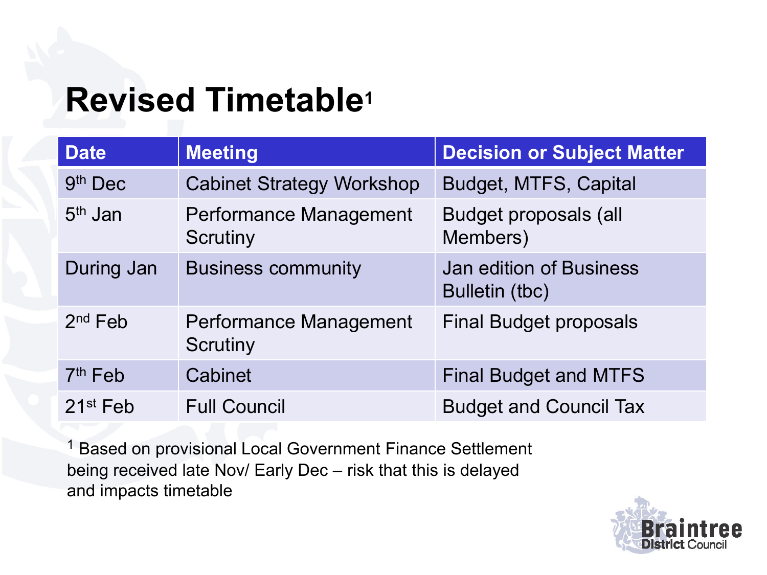# Revised Timetable[1]

| Date | Meeting | Decision or Subject Matter |
| --- | --- | --- |
| 9th Dec | Cabinet Strategy Workshop | Budget, MTFS, Capital |
| 5th Jan | Performance Management Scrutiny | Budget proposals (all Members) |
| During Jan | Business community | Jan edition of Business Bulletin (tbc) |
| 2nd Feb | Performance Management Scrutiny | Final Budget proposals |
| 7th Feb | Cabinet | Final Budget and MTFS |
| 21st Feb | Full Council | Budget and Council Tax |

[1] Based on provisional Local Government Finance Settlement being received late Nov/ Early Dec – risk that this is delayed and impacts timetable

Braintree District Council